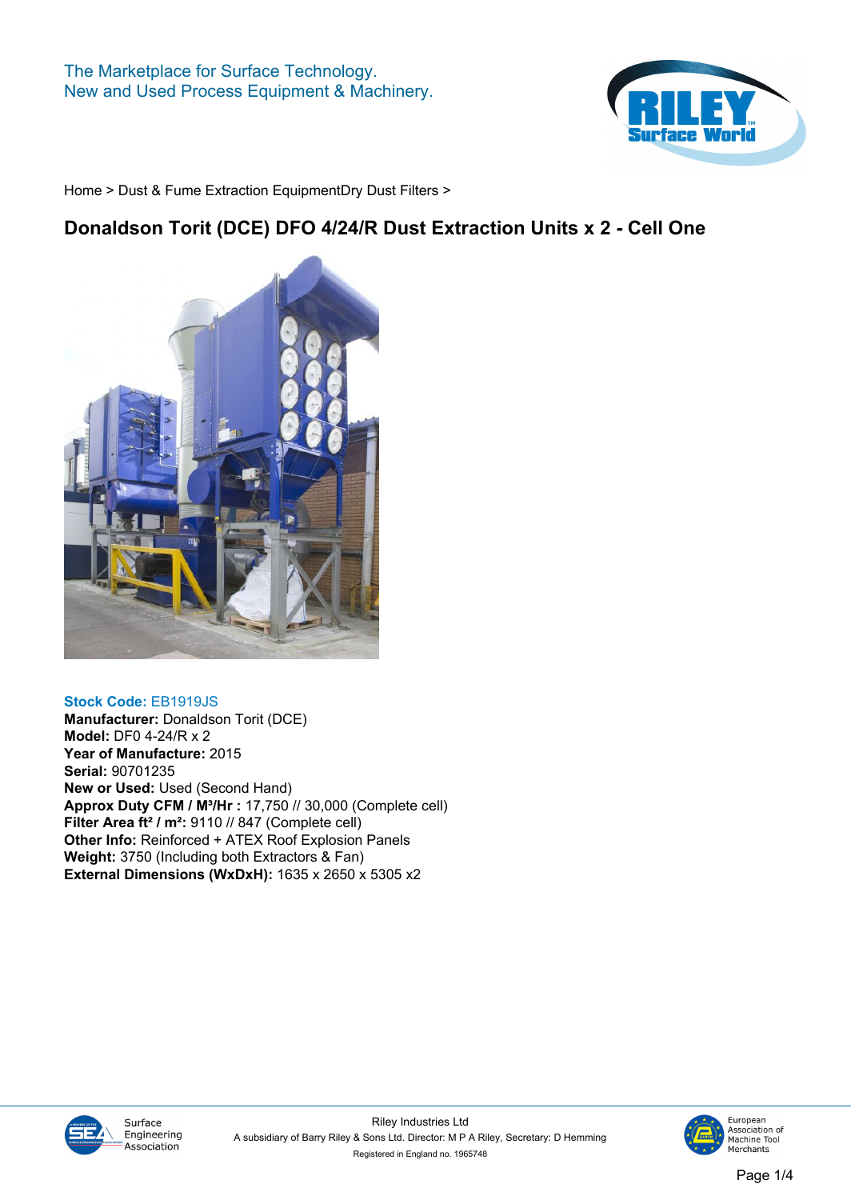The Marketplace for Surface Technology.
New and Used Process Equipment & Machinery.

Home > Dust & Fume Extraction EquipmentDry Dust Filters >

# Donaldson Torit (DCE) DFO 4/24/R Dust Extraction Units x 2 - Cell One

**Stock Code:** EB1919JS
**Manufacturer:** Donaldson Torit (DCE)
**Model:** DF0 4-24/R x 2
**Year of Manufacture:** 2015
**Serial:** 90701235
**New or Used:** Used (Second Hand)
**Approx Duty CFM / M³/Hr :** 17,750 // 30,000 (Complete cell)
**Filter Area ft² / m²:** 9110 // 847 (Complete cell)
**Other Info:** Reinforced + ATEX Roof Explosion Panels
**Weight:** 3750 (Including both Extractors & Fan)
**External Dimensions (WxDxH):** 1635 x 2650 x 5305 x2

Surface Engineering Association

Riley Industries Ltd
A subsidiary of Barry Riley & Sons Ltd. Director: M P A Riley, Secretary: D Hemming
Registered in England no. 1965748

European Association of Machine Tool Merchants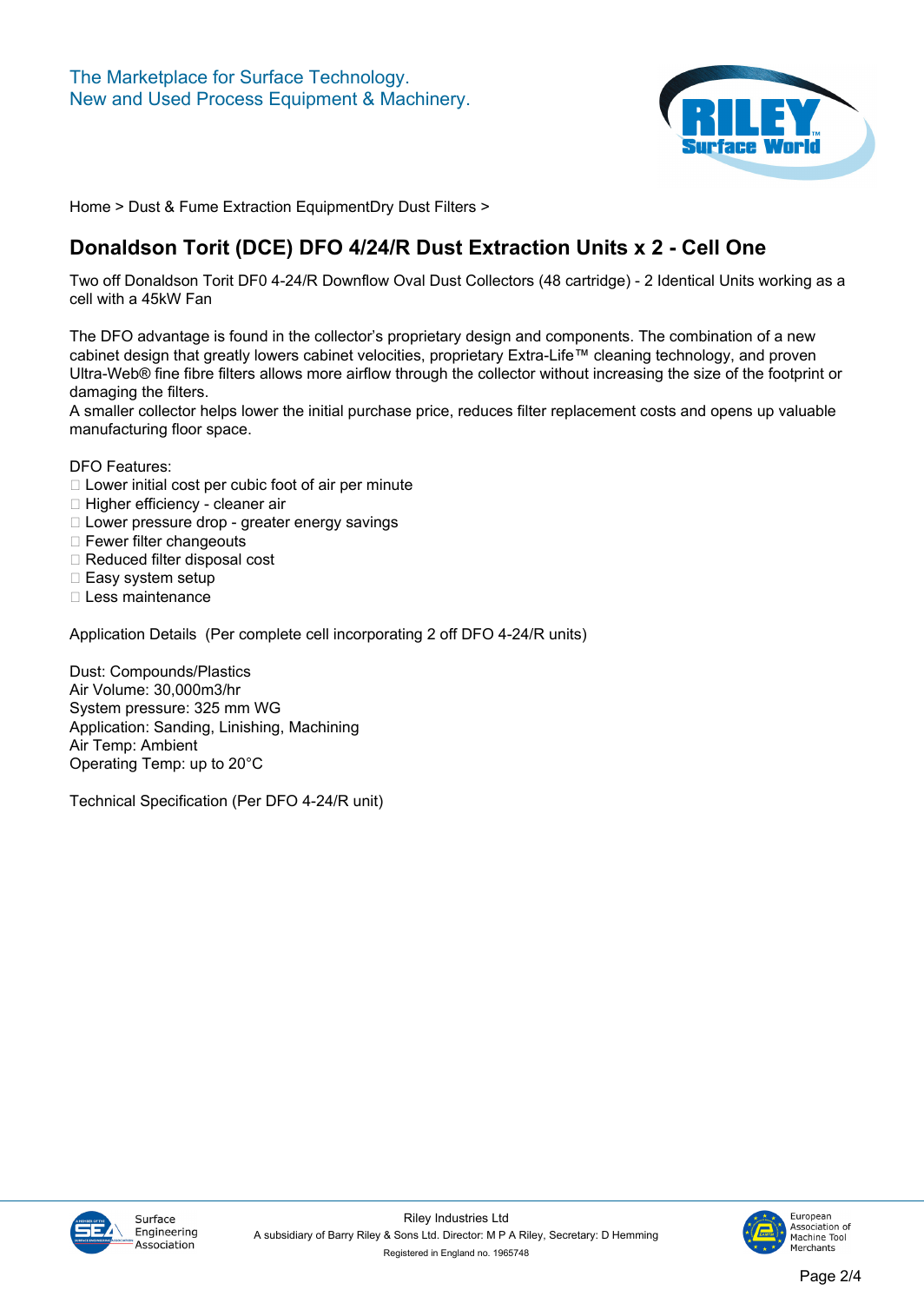Home > Dust & Fume Extraction EquipmentDry Dust Filters >

# Donaldson Torit (DCE) DFO 4/24/R Dust Extraction Units x 2 - Cell One

Two off Donaldson Torit DF0 4-24/R Downflow Oval Dust Collectors (48 cartridge) - 2 Identical Units working as a cell with a 45kW Fan

The DFO advantage is found in the collector's proprietary design and components. The combination of a new cabinet design that greatly lowers cabinet velocities, proprietary Extra-Life™ cleaning technology, and proven Ultra-Web® fine fibre filters allows more airflow through the collector without increasing the size of the footprint or damaging the filters.
A smaller collector helps lower the initial purchase price, reduces filter replacement costs and opens up valuable manufacturing floor space.

DFO Features:
- Lower initial cost per cubic foot of air per minute
- Higher efficiency - cleaner air
- Lower pressure drop - greater energy savings
- Fewer filter changeouts
- Reduced filter disposal cost
- Easy system setup
- Less maintenance

Application Details (Per complete cell incorporating 2 off DFO 4-24/R units)

Dust: Compounds/Plastics
Air Volume: 30,000m3/hr
System pressure: 325 mm WG
Application: Sanding, Linishing, Machining
Air Temp: Ambient
Operating Temp: up to 20°C

Technical Specification (Per DFO 4-24/R unit)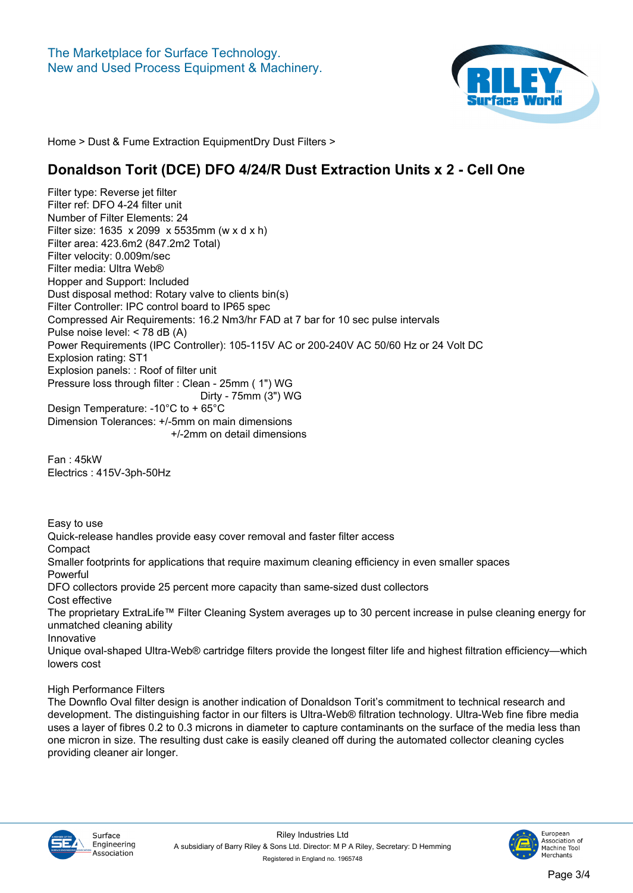The Marketplace for Surface Technology.
New and Used Process Equipment & Machinery.

Home > Dust & Fume Extraction EquipmentDry Dust Filters >

# Donaldson Torit (DCE) DFO 4/24/R Dust Extraction Units x 2 - Cell One

Filter type: Reverse jet filter
Filter ref: DFO 4-24 filter unit
Number of Filter Elements: 24
Filter size: 1635 x 2099 x 5535mm (w x d x h)
Filter area: 423.6m2 (847.2m2 Total)
Filter velocity: 0.009m/sec
Filter media: Ultra Web®
Hopper and Support: Included
Dust disposal method: Rotary valve to clients bin(s)
Filter Controller: IPC control board to IP65 spec
Compressed Air Requirements: 16.2 Nm3/hr FAD at 7 bar for 10 sec pulse intervals
Pulse noise level: < 78 dB (A)
Power Requirements (IPC Controller): 105-115V AC or 200-240V AC 50/60 Hz or 24 Volt DC
Explosion rating: ST1
Explosion panels: : Roof of filter unit
Pressure loss through filter : Clean - 25mm ( 1") WG
Dirty - 75mm (3") WG
Design Temperature: -10°C to + 65°C
Dimension Tolerances: +/-5mm on main dimensions
+/-2mm on detail dimensions

Fan : 45kW
Electrics : 415V-3ph-50Hz

Easy to use
Quick-release handles provide easy cover removal and faster filter access
Compact
Smaller footprints for applications that require maximum cleaning efficiency in even smaller spaces
Powerful
DFO collectors provide 25 percent more capacity than same-sized dust collectors
Cost effective
The proprietary ExtraLife™ Filter Cleaning System averages up to 30 percent increase in pulse cleaning energy for unmatched cleaning ability
Innovative
Unique oval-shaped Ultra-Web® cartridge filters provide the longest filter life and highest filtration efficiency—which lowers cost

High Performance Filters
The Downflo Oval filter design is another indication of Donaldson Torit's commitment to technical research and development. The distinguishing factor in our filters is Ultra-Web® filtration technology. Ultra-Web fine fibre media uses a layer of fibres 0.2 to 0.3 microns in diameter to capture contaminants on the surface of the media less than one micron in size. The resulting dust cake is easily cleaned off during the automated collector cleaning cycles providing cleaner air longer.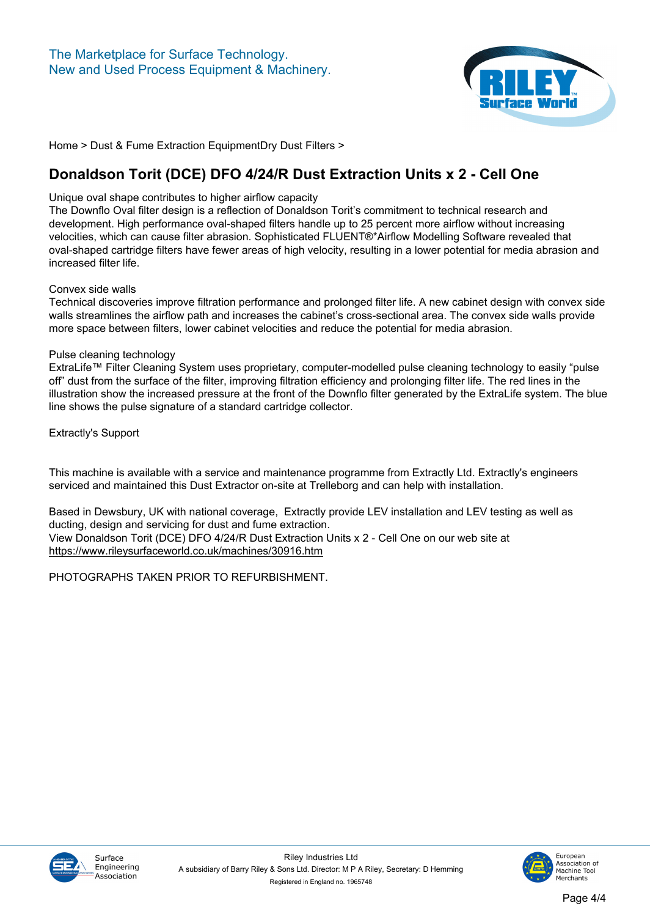The Marketplace for Surface Technology.
New and Used Process Equipment & Machinery.

Home > Dust & Fume Extraction EquipmentDry Dust Filters >

# Donaldson Torit (DCE) DFO 4/24/R Dust Extraction Units x 2 - Cell One

Unique oval shape contributes to higher airflow capacity
The Downflo Oval filter design is a reflection of Donaldson Torit's commitment to technical research and development. High performance oval-shaped filters handle up to 25 percent more airflow without increasing velocities, which can cause filter abrasion. Sophisticated FLUENT®*Airflow Modelling Software revealed that oval-shaped cartridge filters have fewer areas of high velocity, resulting in a lower potential for media abrasion and increased filter life.

Convex side walls
Technical discoveries improve filtration performance and prolonged filter life. A new cabinet design with convex side walls streamlines the airflow path and increases the cabinet's cross-sectional area. The convex side walls provide more space between filters, lower cabinet velocities and reduce the potential for media abrasion.

Pulse cleaning technology
ExtraLife™ Filter Cleaning System uses proprietary, computer-modelled pulse cleaning technology to easily "pulse off" dust from the surface of the filter, improving filtration efficiency and prolonging filter life. The red lines in the illustration show the increased pressure at the front of the Downflo filter generated by the ExtraLife system. The blue line shows the pulse signature of a standard cartridge collector.

Extractly's Support

This machine is available with a service and maintenance programme from Extractly Ltd. Extractly's engineers serviced and maintained this Dust Extractor on-site at Trelleborg and can help with installation.

Based in Dewsbury, UK with national coverage, Extractly provide LEV installation and LEV testing as well as ducting, design and servicing for dust and fume extraction.
View Donaldson Torit (DCE) DFO 4/24/R Dust Extraction Units x 2 - Cell One on our web site at https://www.rileysurfaceworld.co.uk/machines/30916.htm

PHOTOGRAPHS TAKEN PRIOR TO REFURBISHMENT.

Riley Industries Ltd
A subsidiary of Barry Riley & Sons Ltd. Director: M P A Riley, Secretary: D Hemming
Registered in England no. 1965748